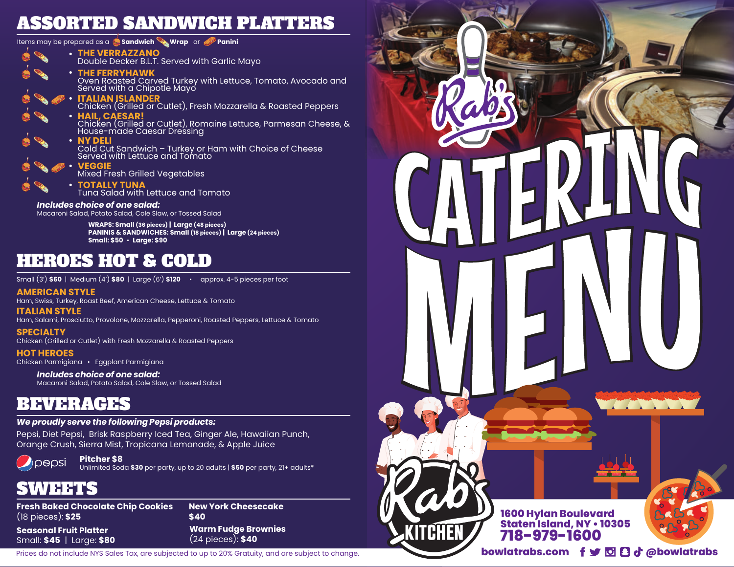# ASSORTED SANDWICH PLATTERS

Items may be prepared as a **Sandwich**, **Wrap** or **Panini**

- **THE VERRAZZANO**
  Double Decker B.L.T. Served with Garlic Mayo
- **THE FERRYHAWK**
  Oven Roasted Carved Turkey with Lettuce, Tomato, Avocado and Served with a Chipotle Mayo
- **ITALIAN ISLANDER**
  Chicken (Grilled or Cutlet), Fresh Mozzarella & Roasted Peppers
- **HAIL, CAESAR!**
  Chicken (Grilled or Cutlet), Romaine Lettuce, Parmesan Cheese, & House-made Caesar Dressing
- **NY DELI**
  Cold Cut Sandwich – Turkey or Ham with Choice of Cheese Served with Lettuce and Tomato
- **VEGGIE**
  Mixed Fresh Grilled Vegetables
- **TOTALLY TUNA**
  Tuna Salad with Lettuce and Tomato

***Includes choice of one salad:***
Macaroni Salad, Potato Salad, Cole Slaw, or Tossed Salad

**WRAPS: Small** (36 pieces) **| Large** (48 pieces)
**PANINIS & SANDWICHES: Small** (18 pieces) **| Large** (24 pieces)
**Small: $50 • Large: $90**

# HEROES HOT & COLD

Small (3') **$60** | Medium (4') **$80** | Large (6') **$120** • approx. 4-5 pieces per foot

### AMERICAN STYLE
Ham, Swiss, Turkey, Roast Beef, American Cheese, Lettuce & Tomato

### ITALIAN STYLE
Ham, Salami, Prosciutto, Provolone, Mozzarella, Pepperoni, Roasted Peppers, Lettuce & Tomato

### SPECIALTY
Chicken (Grilled or Cutlet) with Fresh Mozzarella & Roasted Peppers

### HOT HEROES
Chicken Parmigiana • Eggplant Parmigiana

***Includes choice of one salad:***
Macaroni Salad, Potato Salad, Cole Slaw, or Tossed Salad

# BEVERAGES

***We proudly serve the following Pepsi products:***
Pepsi, Diet Pepsi, Brisk Raspberry Iced Tea, Ginger Ale, Hawaiian Punch, Orange Crush, Sierra Mist, Tropicana Lemonade, & Apple Juice

pepsi

**Pitcher $8**
Unlimited Soda **$30** per party, up to 20 adults | **$50** per party, 21+ adults*

# SWEETS

**Fresh Baked Chocolate Chip Cookies**
(18 pieces): **$25**

**Seasonal Fruit Platter**
Small: **$45** | Large: **$80**

**New York Cheesecake**
**$40**

**Warm Fudge Brownies**
(24 pieces): **$40**

Prices do not include NYS Sales Tax, are subjected to up to 20% Gratuity, and are subject to change.

# Rab's CATERING MENU

Rab's KITCHEN

**1600 Hylan Boulevard**
**Staten Island, NY • 10305**
**718-979-1600**

**bowlatrabs.com** **@bowlatrabs**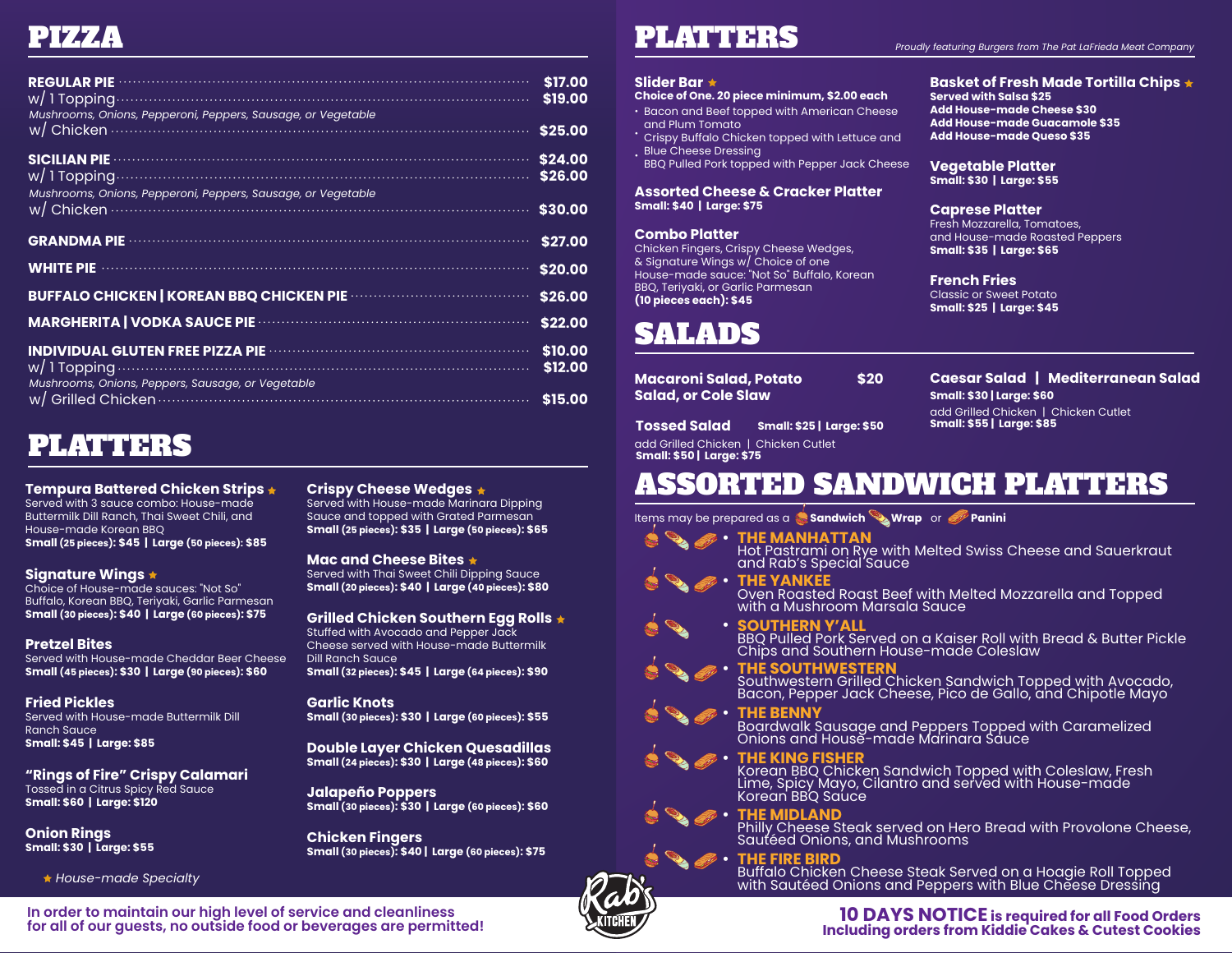# PIZZA

| | |
|---|---|
| **REGULAR PIE** | **$17.00** |
| w/ 1 Topping | **$19.00** |
| *Mushrooms, Onions, Pepperoni, Peppers, Sausage, or Vegetable* | |
| w/ Chicken | **$25.00** |
| **SICILIAN PIE** | **$24.00** |
| w/ 1 Topping | **$26.00** |
| *Mushrooms, Onions, Pepperoni, Peppers, Sausage, or Vegetable* | |
| w/ Chicken | **$30.00** |
| **GRANDMA PIE** | **$27.00** |
| **WHITE PIE** | **$20.00** |
| **BUFFALO CHICKEN \| KOREAN BBQ CHICKEN PIE** | **$26.00** |
| **MARGHERITA \| VODKA SAUCE PIE** | **$22.00** |
| **INDIVIDUAL GLUTEN FREE PIZZA PIE** | **$10.00** |
| w/ 1 Topping | **$12.00** |
| *Mushrooms, Onions, Peppers, Sausage, or Vegetable* | |
| w/ Grilled Chicken | **$15.00** |

# PLATTERS

### Tempura Battered Chicken Strips ★
Served with 3 sauce combo: House-made Buttermilk Dill Ranch, Thai Sweet Chili, and House-made Korean BBQ
**Small (25 pieces): $45 | Large (50 pieces): $85**

### Signature Wings ★
Choice of House-made sauces: "Not So" Buffalo, Korean BBQ, Teriyaki, Garlic Parmesan
**Small (30 pieces): $40 | Large (60 pieces): $75**

### Pretzel Bites
Served with House-made Cheddar Beer Cheese
**Small (45 pieces): $30 | Large (90 pieces): $60**

### Fried Pickles
Served with House-made Buttermilk Dill Ranch Sauce
**Small: $45 | Large: $85**

### "Rings of Fire" Crispy Calamari
Tossed in a Citrus Spicy Red Sauce
**Small: $60 | Large: $120**

### Onion Rings
**Small: $30 | Large: $55**

### Crispy Cheese Wedges ★
Served with House-made Marinara Dipping Sauce and topped with Grated Parmesan
**Small (25 pieces): $35 | Large (50 pieces): $65**

### Mac and Cheese Bites ★
Served with Thai Sweet Chili Dipping Sauce
**Small (20 pieces): $40 | Large (40 pieces): $80**

### Grilled Chicken Southern Egg Rolls ★
Stuffed with Avocado and Pepper Jack Cheese served with House-made Buttermilk Dill Ranch Sauce
**Small (32 pieces): $45 | Large (64 pieces): $90**

### Garlic Knots
**Small (30 pieces): $30 | Large (60 pieces): $55**

### Double Layer Chicken Quesadillas
**Small (24 pieces): $30 | Large (48 pieces): $60**

### Jalapeño Poppers
**Small (30 pieces): $30 | Large (60 pieces): $60**

### Chicken Fingers
**Small (30 pieces): $40 | Large (60 pieces): $75**

★ *House-made Specialty*

# PLATTERS

*Proudly featuring Burgers from The Pat LaFrieda Meat Company*

### Slider Bar ★
**Choice of One. 20 piece minimum, $2.00 each**
- Bacon and Beef topped with American Cheese and Plum Tomato
- Crispy Buffalo Chicken topped with Lettuce and Blue Cheese Dressing
- BBQ Pulled Pork topped with Pepper Jack Cheese

### Assorted Cheese & Cracker Platter
**Small: $40 | Large: $75**

### Combo Platter
Chicken Fingers, Crispy Cheese Wedges, & Signature Wings w/ Choice of one House-made sauce: "Not So" Buffalo, Korean BBQ, Teriyaki, or Garlic Parmesan
**(10 pieces each): $45**

### Basket of Fresh Made Tortilla Chips ★
**Served with Salsa $25**
**Add House-made Cheese $30**
**Add House-made Guacamole $35**
**Add House-made Queso $35**

### Vegetable Platter
**Small: $30 | Large: $55**

### Caprese Platter
Fresh Mozzarella, Tomatoes, and House-made Roasted Peppers
**Small: $35 | Large: $65**

### French Fries
Classic or Sweet Potato
**Small: $25 | Large: $45**

# SALADS

### Macaroni Salad, Potato Salad, or Cole Slaw — $20

### Tossed Salad
**Small: $25 | Large: $50**
add Grilled Chicken | Chicken Cutlet
**Small: $50 | Large: $75**

### Caesar Salad | Mediterranean Salad
**Small: $30 | Large: $60**
add Grilled Chicken | Chicken Cutlet
**Small: $55 | Large: $85**

# ASSORTED SANDWICH PLATTERS

Items may be prepared as a **Sandwich**, **Wrap** or **Panini**

- **THE MANHATTAN**
  Hot Pastrami on Rye with Melted Swiss Cheese and Sauerkraut and Rab's Special Sauce
- **THE YANKEE**
  Oven Roasted Roast Beef with Melted Mozzarella and Topped with a Mushroom Marsala Sauce
- **SOUTHERN Y'ALL**
  BBQ Pulled Pork Served on a Kaiser Roll with Bread & Butter Pickle Chips and Southern House-made Coleslaw
- **THE SOUTHWESTERN**
  Southwestern Grilled Chicken Sandwich Topped with Avocado, Bacon, Pepper Jack Cheese, Pico de Gallo, and Chipotle Mayo
- **THE BENNY**
  Boardwalk Sausage and Peppers Topped with Caramelized Onions and House-made Marinara Sauce
- **THE KING FISHER**
  Korean BBQ Chicken Sandwich Topped with Coleslaw, Fresh Lime, Spicy Mayo, Cilantro and served with House-made Korean BBQ Sauce
- **THE MIDLAND**
  Philly Cheese Steak served on Hero Bread with Provolone Cheese, Sautéed Onions, and Mushrooms
- **THE FIRE BIRD**
  Buffalo Chicken Cheese Steak Served on a Hoagie Roll Topped with Sautéed Onions and Peppers with Blue Cheese Dressing

**In order to maintain our high level of service and cleanliness for all of our guests, no outside food or beverages are permitted!**

Rab's Kitchen

**10 DAYS NOTICE is required for all Food Orders Including orders from Kiddie Cakes & Cutest Cookies**